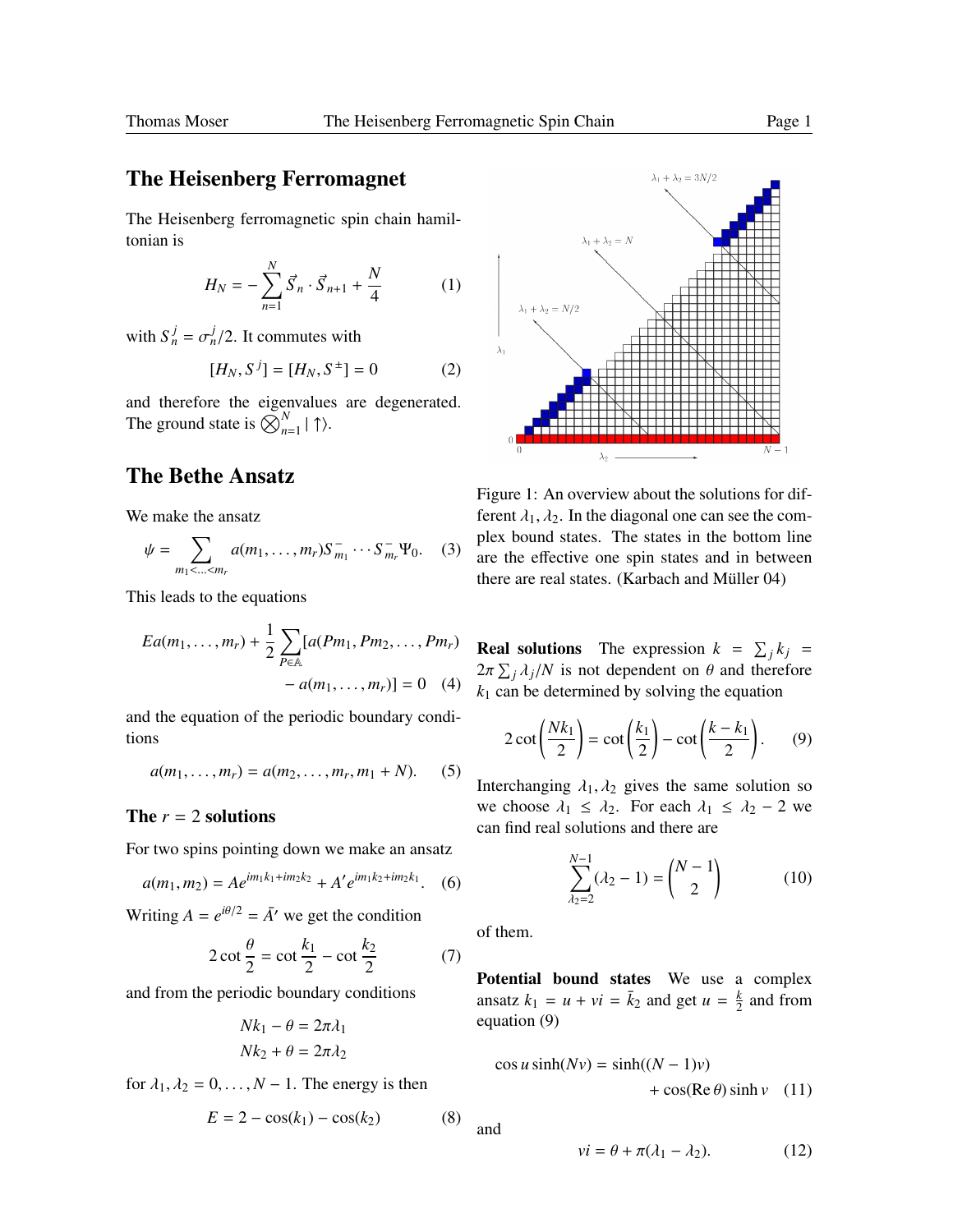# The Heisenberg Ferromagnet

The Heisenberg ferromagnetic spin chain hamiltonian is

$$H_N = -\sum_{n=1}^{N} \vec{S}_n \cdot \vec{S}_{n+1} + \frac{N}{4} \tag{1}$$

with $S_n^j = \sigma_n^j/2$. It commutes with

$$[H_N, S^j] = [H_N, S^\pm] = 0 \tag{2}$$

and therefore the eigenvalues are degenerated. The ground state is $\bigotimes_{n=1}^{N} |\uparrow\rangle$.

# The Bethe Ansatz

We make the ansatz

$$\psi = \sum_{m_1 < \ldots < m_r} a(m_1, \ldots, m_r) S_{m_1}^- \cdots S_{m_r}^- \Psi_0. \tag{3}$$

This leads to the equations

$$Ea(m_1, \ldots, m_r) + \frac{1}{2} \sum_{P \in \mathbb{A}} [a(Pm_1, Pm_2, \ldots, Pm_r) - a(m_1, \ldots, m_r)] = 0 \tag{4}$$

and the equation of the periodic boundary conditions

$$a(m_1, \ldots, m_r) = a(m_2, \ldots, m_r, m_1 + N). \tag{5}$$

### The $r = 2$ solutions

For two spins pointing down we make an ansatz

$$a(m_1, m_2) = Ae^{im_1k_1 + im_2k_2} + A'e^{im_1k_2 + im_2k_1}. \tag{6}$$

Writing $A = e^{i\theta/2} = \bar{A}'$ we get the condition

$$2\cot\frac{\theta}{2} = \cot\frac{k_1}{2} - \cot\frac{k_2}{2} \tag{7}$$

and from the periodic boundary conditions

$$Nk_1 - \theta = 2\pi\lambda_1$$
$$Nk_2 + \theta = 2\pi\lambda_2$$

for $\lambda_1, \lambda_2 = 0, \ldots, N-1$. The energy is then

$$E = 2 - \cos(k_1) - \cos(k_2) \tag{8}$$

Figure 1: An overview about the solutions for different $\lambda_1, \lambda_2$. In the diagonal one can see the complex bound states. The states in the bottom line are the effective one spin states and in between there are real states. (Karbach and Müller 04)

**Real solutions** The expression $k = \sum_j k_j = 2\pi \sum_j \lambda_j / N$ is not dependent on $\theta$ and therefore $k_1$ can be determined by solving the equation

$$2\cot\left(\frac{Nk_1}{2}\right) = \cot\left(\frac{k_1}{2}\right) - \cot\left(\frac{k - k_1}{2}\right). \tag{9}$$

Interchanging $\lambda_1, \lambda_2$ gives the same solution so we choose $\lambda_1 \leq \lambda_2$. For each $\lambda_1 \leq \lambda_2 - 2$ we can find real solutions and there are

$$\sum_{\lambda_2=2}^{N-1} (\lambda_2 - 1) = \binom{N-1}{2} \tag{10}$$

of them.

**Potential bound states** We use a complex ansatz $k_1 = u + vi = \bar{k}_2$ and get $u = \frac{k}{2}$ and from equation (9)

$$\cos u \sinh(Nv) = \sinh((N-1)v) + \cos(\operatorname{Re}\theta)\sinh v \tag{11}$$

and

$$vi = \theta + \pi(\lambda_1 - \lambda_2). \tag{12}$$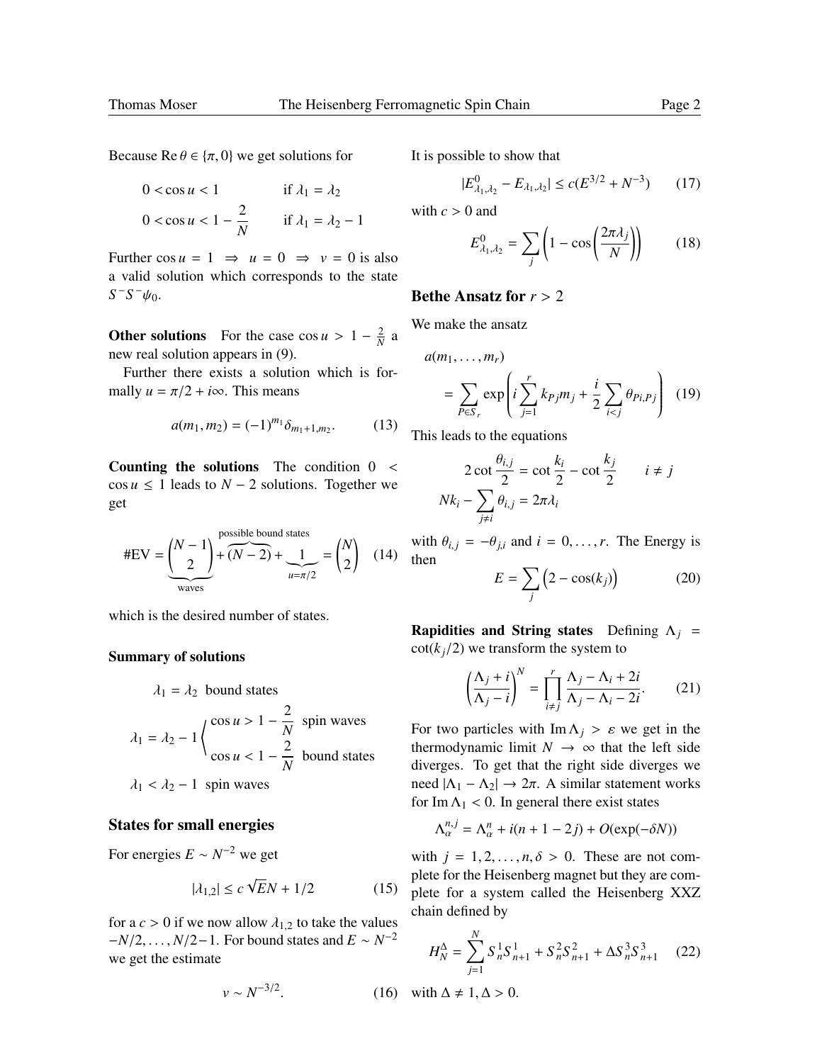Because $\operatorname{Re}\theta \in \{\pi, 0\}$ we get solutions for

$$
\begin{aligned}
0 < \cos u < 1 \qquad & \text{if } \lambda_1 = \lambda_2 \\
0 < \cos u < 1 - \frac{2}{N} \qquad & \text{if } \lambda_1 = \lambda_2 - 1
\end{aligned}
$$

Further $\cos u = 1 \;\Rightarrow\; u = 0 \;\Rightarrow\; v = 0$ is also a valid solution which corresponds to the state $S^- S^- \psi_0$.

**Other solutions** For the case $\cos u > 1 - \frac{2}{N}$ a new real solution appears in (9).

Further there exists a solution which is formally $u = \pi/2 + i\infty$. This means

$$
a(m_1, m_2) = (-1)^{m_1} \delta_{m_1+1, m_2}. \tag{13}
$$

**Counting the solutions** The condition $0 < \cos u \leq 1$ leads to $N - 2$ solutions. Together we get

$$
\#\text{EV} = \underbrace{\binom{N-1}{2}}_{\text{waves}} + \overbrace{(N-2)}^{\text{possible bound states}} + \underbrace{1}_{u=\pi/2} = \binom{N}{2} \tag{14}
$$

which is the desired number of states.

### Summary of solutions

$$
\begin{aligned}
&\lambda_1 = \lambda_2 \;\; \text{bound states} \\
&\lambda_1 = \lambda_2 - 1 \begin{cases} \cos u > 1 - \dfrac{2}{N} & \text{spin waves} \\ \cos u < 1 - \dfrac{2}{N} & \text{bound states} \end{cases} \\
&\lambda_1 < \lambda_2 - 1 \;\; \text{spin waves}
\end{aligned}
$$

## States for small energies

For energies $E \sim N^{-2}$ we get

$$
|\lambda_{1,2}| \leq c\sqrt{E}N + 1/2 \tag{15}
$$

for a $c > 0$ if we now allow $\lambda_{1,2}$ to take the values $-N/2, \ldots, N/2 - 1$. For bound states and $E \sim N^{-2}$ we get the estimate

$$
v \sim N^{-3/2}. \tag{16}
$$

It is possible to show that

$$
|E^0_{\lambda_1,\lambda_2} - E_{\lambda_1,\lambda_2}| \leq c(E^{3/2} + N^{-3}) \tag{17}
$$

with $c > 0$ and

$$
E^0_{\lambda_1,\lambda_2} = \sum_j \left(1 - \cos\left(\frac{2\pi\lambda_j}{N}\right)\right) \tag{18}
$$

## Bethe Ansatz for $r > 2$

We make the ansatz

$$
\begin{aligned}
&a(m_1, \ldots, m_r) \\
&\quad = \sum_{P \in S_r} \exp\left(i \sum_{j=1}^{r} k_{Pj} m_j + \frac{i}{2} \sum_{i<j} \theta_{Pi,Pj}\right)
\end{aligned} \tag{19}
$$

This leads to the equations

$$
\begin{aligned}
2\cot\frac{\theta_{i,j}}{2} &= \cot\frac{k_i}{2} - \cot\frac{k_j}{2} \qquad i \neq j \\
Nk_i - \sum_{j \neq i} \theta_{i,j} &= 2\pi\lambda_i
\end{aligned}
$$

with $\theta_{i,j} = -\theta_{j,i}$ and $i = 0, \ldots, r$. The Energy is then

$$
E = \sum_j \left(2 - \cos(k_j)\right) \tag{20}
$$

**Rapidities and String states** Defining $\Lambda_j = \cot(k_j/2)$ we transform the system to

$$
\left(\frac{\Lambda_j + i}{\Lambda_j - i}\right)^N = \prod_{i \neq j}^{r} \frac{\Lambda_j - \Lambda_i + 2i}{\Lambda_j - \Lambda_i - 2i}. \tag{21}
$$

For two particles with $\operatorname{Im}\Lambda_j > \varepsilon$ we get in the thermodynamic limit $N \to \infty$ that the left side diverges. To get that the right side diverges we need $|\Lambda_1 - \Lambda_2| \to 2\pi$. A similar statement works for $\operatorname{Im}\Lambda_1 < 0$. In general there exist states

$$
\Lambda^{n,j}_\alpha = \Lambda^n_\alpha + i(n + 1 - 2j) + O(\exp(-\delta N))
$$

with $j = 1, 2, \ldots, n, \delta > 0$. These are not complete for the Heisenberg magnet but they are complete for a system called the Heisenberg XXZ chain defined by

$$
H^\Delta_N = \sum_{j=1}^{N} S^1_n S^1_{n+1} + S^2_n S^2_{n+1} + \Delta S^3_n S^3_{n+1} \tag{22}
$$

with $\Delta \neq 1, \Delta > 0$.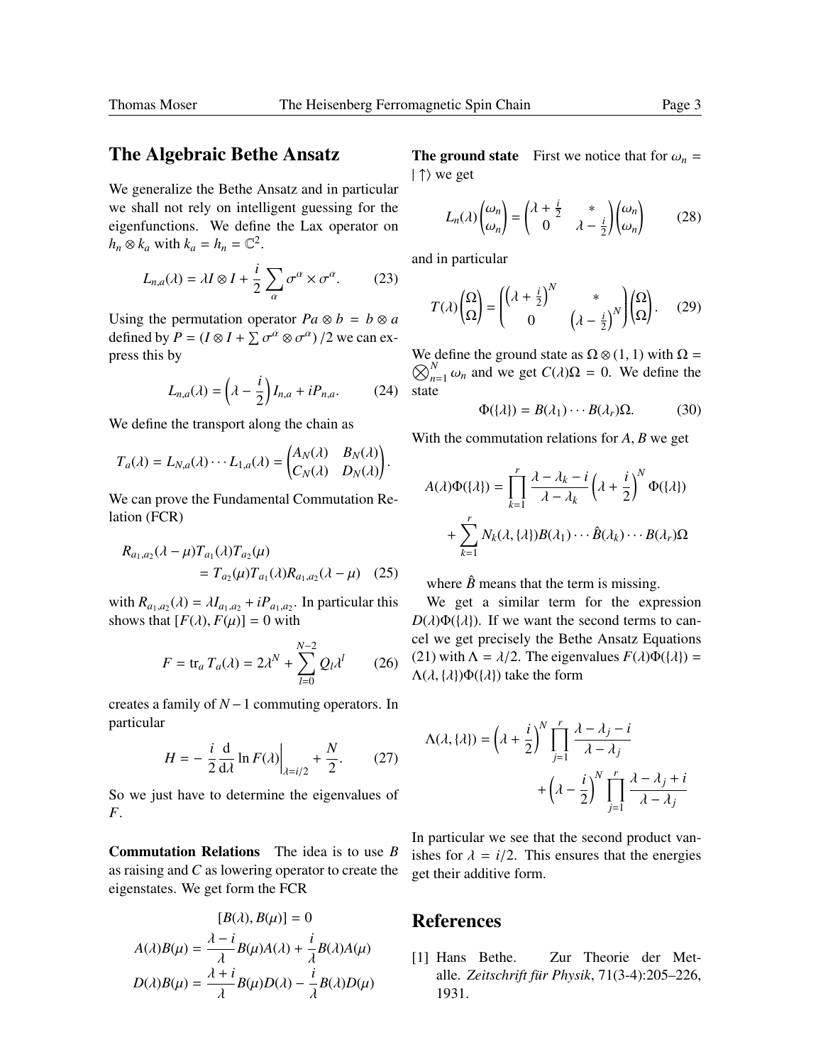## The Algebraic Bethe Ansatz

We generalize the Bethe Ansatz and in particular we shall not rely on intelligent guessing for the eigenfunctions. We define the Lax operator on $h_n \otimes k_a$ with $k_a = h_n = \mathbb{C}^2$.

$$L_{n,a}(\lambda) = \lambda I \otimes I + \frac{i}{2} \sum_\alpha \sigma^\alpha \times \sigma^\alpha. \tag{23}$$

Using the permutation operator $Pa \otimes b = b \otimes a$ defined by $P = \left(I \otimes I + \sum \sigma^\alpha \otimes \sigma^\alpha\right)/2$ we can express this by

$$L_{n,a}(\lambda) = \left(\lambda - \frac{i}{2}\right) I_{n,a} + iP_{n,a}. \tag{24}$$

We define the transport along the chain as

$$T_a(\lambda) = L_{N,a}(\lambda) \cdots L_{1,a}(\lambda) = \begin{pmatrix} A_N(\lambda) & B_N(\lambda) \\ C_N(\lambda) & D_N(\lambda) \end{pmatrix}.$$

We can prove the Fundamental Commutation Relation (FCR)

$$\begin{aligned} R_{a_1,a_2}(\lambda - \mu) T_{a_1}(\lambda) T_{a_2}(\mu) \\ = T_{a_2}(\mu) T_{a_1}(\lambda) R_{a_1,a_2}(\lambda - \mu) \end{aligned} \tag{25}$$

with $R_{a_1,a_2}(\lambda) = \lambda I_{a_1,a_2} + iP_{a_1,a_2}$. In particular this shows that $[F(\lambda), F(\mu)] = 0$ with

$$F = \operatorname{tr}_a T_a(\lambda) = 2\lambda^N + \sum_{l=0}^{N-2} Q_l \lambda^l \tag{26}$$

creates a family of $N-1$ commuting operators. In particular

$$H = -\frac{i}{2} \frac{\mathrm{d}}{\mathrm{d}\lambda} \ln F(\lambda) \bigg|_{\lambda = i/2} + \frac{N}{2}. \tag{27}$$

So we just have to determine the eigenvalues of $F$.

**Commutation Relations** The idea is to use $B$ as raising and $C$ as lowering operator to create the eigenstates. We get form the FCR

$$\begin{aligned} [B(\lambda), B(\mu)] &= 0 \\ A(\lambda)B(\mu) &= \frac{\lambda - i}{\lambda} B(\mu)A(\lambda) + \frac{i}{\lambda} B(\lambda)A(\mu) \\ D(\lambda)B(\mu) &= \frac{\lambda + i}{\lambda} B(\mu)D(\lambda) - \frac{i}{\lambda} B(\lambda)D(\mu) \end{aligned}$$

**The ground state** First we notice that for $\omega_n = |\uparrow\rangle$ we get

$$L_n(\lambda) \begin{pmatrix} \omega_n \\ \omega_n \end{pmatrix} = \begin{pmatrix} \lambda + \frac{i}{2} & * \\ 0 & \lambda - \frac{i}{2} \end{pmatrix} \begin{pmatrix} \omega_n \\ \omega_n \end{pmatrix} \tag{28}$$

and in particular

$$T(\lambda) \begin{pmatrix} \Omega \\ \Omega \end{pmatrix} = \begin{pmatrix} \left(\lambda + \frac{i}{2}\right)^N & * \\ 0 & \left(\lambda - \frac{i}{2}\right)^N \end{pmatrix} \begin{pmatrix} \Omega \\ \Omega \end{pmatrix}. \tag{29}$$

We define the ground state as $\Omega \otimes (1,1)$ with $\Omega = \bigotimes_{n=1}^N \omega_n$ and we get $C(\lambda)\Omega = 0$. We define the state

$$\Phi(\{\lambda\}) = B(\lambda_1) \cdots B(\lambda_r)\Omega. \tag{30}$$

With the commutation relations for $A, B$ we get

$$\begin{aligned} A(\lambda)\Phi(\{\lambda\}) &= \prod_{k=1}^r \frac{\lambda - \lambda_k - i}{\lambda - \lambda_k} \left(\lambda + \frac{i}{2}\right)^N \Phi(\{\lambda\}) \\ &+ \sum_{k=1}^r N_k(\lambda, \{\lambda\}) B(\lambda_1) \cdots \hat{B}(\lambda_k) \cdots B(\lambda_r)\Omega \end{aligned}$$

where $\hat{B}$ means that the term is missing.

We get a similar term for the expression $D(\lambda)\Phi(\{\lambda\})$. If we want the second terms to cancel we get precisely the Bethe Ansatz Equations (21) with $\Lambda = \lambda/2$. The eigenvalues $F(\lambda)\Phi(\{\lambda\}) = \Lambda(\lambda, \{\lambda\})\Phi(\{\lambda\})$ take the form

$$\begin{aligned} \Lambda(\lambda, \{\lambda\}) &= \left(\lambda + \frac{i}{2}\right)^N \prod_{j=1}^r \frac{\lambda - \lambda_j - i}{\lambda - \lambda_j} \\ &+ \left(\lambda - \frac{i}{2}\right)^N \prod_{j=1}^r \frac{\lambda - \lambda_j + i}{\lambda - \lambda_j} \end{aligned}$$

In particular we see that the second product vanishes for $\lambda = i/2$. This ensures that the energies get their additive form.

## References

[1] Hans Bethe. Zur Theorie der Metalle. *Zeitschrift für Physik*, 71(3-4):205–226, 1931.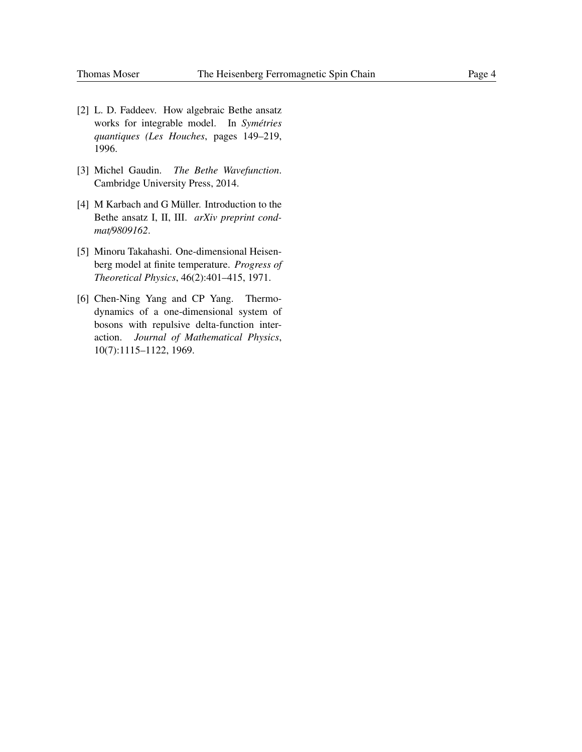[2] L. D. Faddeev. How algebraic Bethe ansatz works for integrable model. In *Symétries quantiques (Les Houches*, pages 149–219, 1996.

[3] Michel Gaudin. *The Bethe Wavefunction*. Cambridge University Press, 2014.

[4] M Karbach and G Müller. Introduction to the Bethe ansatz I, II, III. *arXiv preprint cond-mat/9809162*.

[5] Minoru Takahashi. One-dimensional Heisenberg model at finite temperature. *Progress of Theoretical Physics*, 46(2):401–415, 1971.

[6] Chen-Ning Yang and CP Yang. Thermodynamics of a one-dimensional system of bosons with repulsive delta-function interaction. *Journal of Mathematical Physics*, 10(7):1115–1122, 1969.